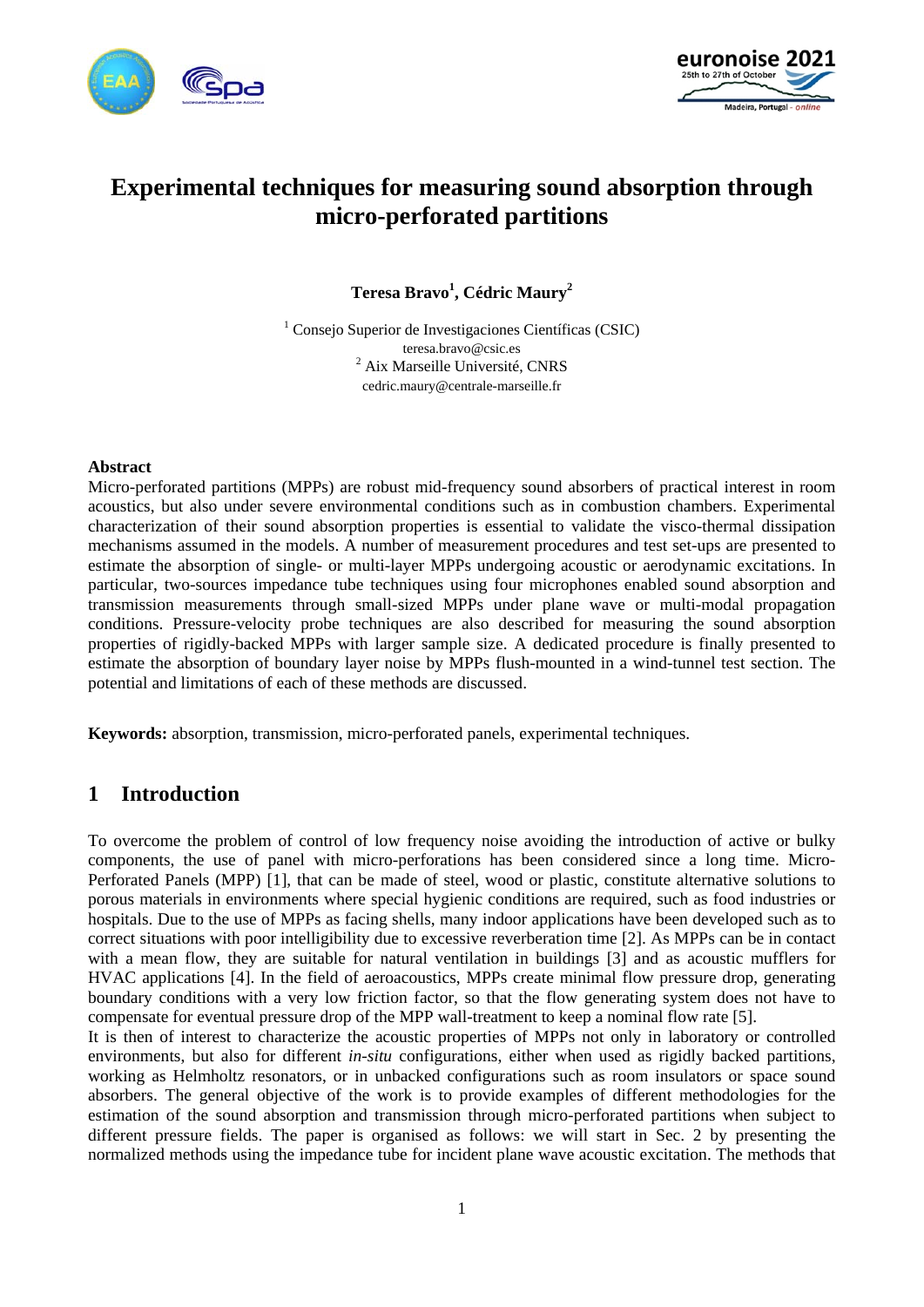# Experimental techniques for measuring sound absorption through micro-perforated partitions

**Teresa Bravo[1], Cédric Maury[2]**

[1] Consejo Superior de Investigaciones Científicas (CSIC)
teresa.bravo@csic.es
[2] Aix Marseille Université, CNRS
cedric.maury@centrale-marseille.fr

## Abstract

Micro-perforated partitions (MPPs) are robust mid-frequency sound absorbers of practical interest in room acoustics, but also under severe environmental conditions such as in combustion chambers. Experimental characterization of their sound absorption properties is essential to validate the visco-thermal dissipation mechanisms assumed in the models. A number of measurement procedures and test set-ups are presented to estimate the absorption of single- or multi-layer MPPs undergoing acoustic or aerodynamic excitations. In particular, two-sources impedance tube techniques using four microphones enabled sound absorption and transmission measurements through small-sized MPPs under plane wave or multi-modal propagation conditions. Pressure-velocity probe techniques are also described for measuring the sound absorption properties of rigidly-backed MPPs with larger sample size. A dedicated procedure is finally presented to estimate the absorption of boundary layer noise by MPPs flush-mounted in a wind-tunnel test section. The potential and limitations of each of these methods are discussed.

**Keywords:** absorption, transmission, micro-perforated panels, experimental techniques.

## 1 Introduction

To overcome the problem of control of low frequency noise avoiding the introduction of active or bulky components, the use of panel with micro-perforations has been considered since a long time. Micro-Perforated Panels (MPP) [1], that can be made of steel, wood or plastic, constitute alternative solutions to porous materials in environments where special hygienic conditions are required, such as food industries or hospitals. Due to the use of MPPs as facing shells, many indoor applications have been developed such as to correct situations with poor intelligibility due to excessive reverberation time [2]. As MPPs can be in contact with a mean flow, they are suitable for natural ventilation in buildings [3] and as acoustic mufflers for HVAC applications [4]. In the field of aeroacoustics, MPPs create minimal flow pressure drop, generating boundary conditions with a very low friction factor, so that the flow generating system does not have to compensate for eventual pressure drop of the MPP wall-treatment to keep a nominal flow rate [5].

It is then of interest to characterize the acoustic properties of MPPs not only in laboratory or controlled environments, but also for different *in-situ* configurations, either when used as rigidly backed partitions, working as Helmholtz resonators, or in unbacked configurations such as room insulators or space sound absorbers. The general objective of the work is to provide examples of different methodologies for the estimation of the sound absorption and transmission through micro-perforated partitions when subject to different pressure fields. The paper is organised as follows: we will start in Sec. 2 by presenting the normalized methods using the impedance tube for incident plane wave acoustic excitation. The methods that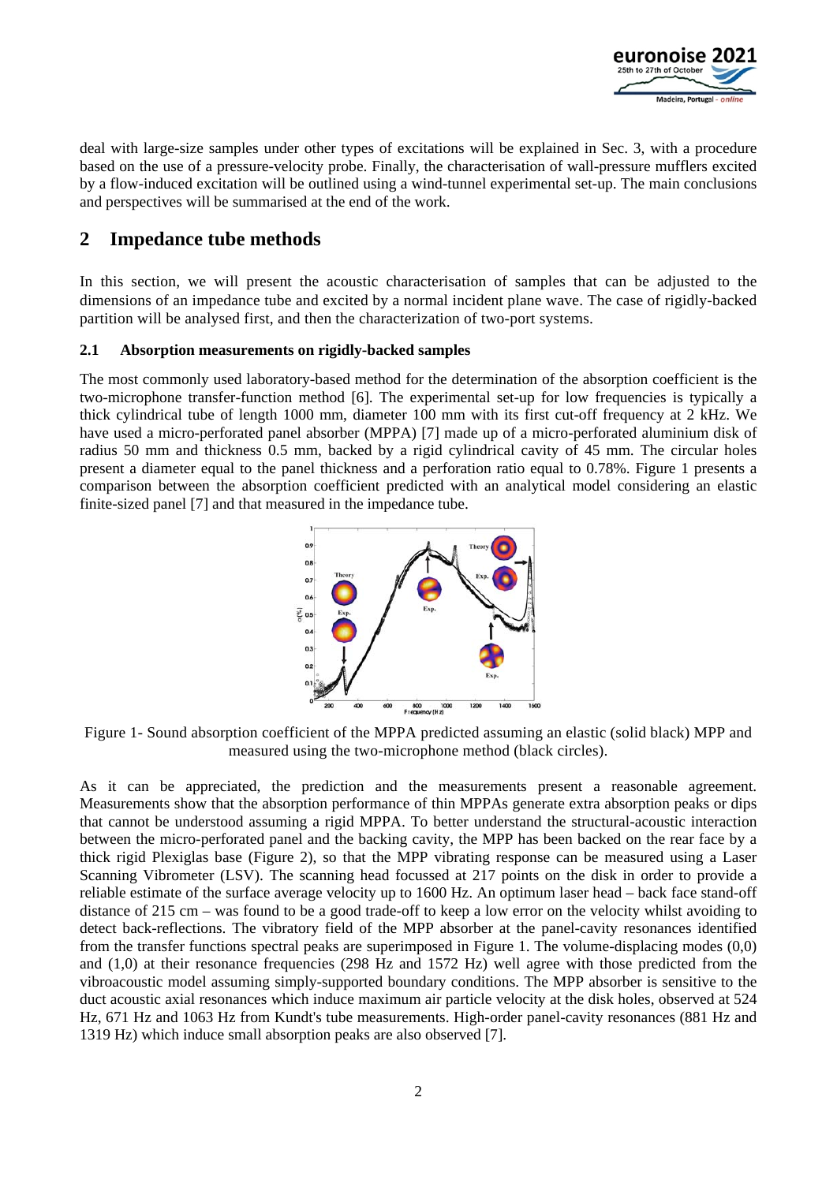deal with large-size samples under other types of excitations will be explained in Sec. 3, with a procedure based on the use of a pressure-velocity probe. Finally, the characterisation of wall-pressure mufflers excited by a flow-induced excitation will be outlined using a wind-tunnel experimental set-up. The main conclusions and perspectives will be summarised at the end of the work.

## 2 Impedance tube methods

In this section, we will present the acoustic characterisation of samples that can be adjusted to the dimensions of an impedance tube and excited by a normal incident plane wave. The case of rigidly-backed partition will be analysed first, and then the characterization of two-port systems.

### 2.1 Absorption measurements on rigidly-backed samples

The most commonly used laboratory-based method for the determination of the absorption coefficient is the two-microphone transfer-function method [6]. The experimental set-up for low frequencies is typically a thick cylindrical tube of length 1000 mm, diameter 100 mm with its first cut-off frequency at 2 kHz. We have used a micro-perforated panel absorber (MPPA) [7] made up of a micro-perforated aluminium disk of radius 50 mm and thickness 0.5 mm, backed by a rigid cylindrical cavity of 45 mm. The circular holes present a diameter equal to the panel thickness and a perforation ratio equal to 0.78%. Figure 1 presents a comparison between the absorption coefficient predicted with an analytical model considering an elastic finite-sized panel [7] and that measured in the impedance tube.

Figure 1- Sound absorption coefficient of the MPPA predicted assuming an elastic (solid black) MPP and measured using the two-microphone method (black circles).

As it can be appreciated, the prediction and the measurements present a reasonable agreement. Measurements show that the absorption performance of thin MPPAs generate extra absorption peaks or dips that cannot be understood assuming a rigid MPPA. To better understand the structural-acoustic interaction between the micro-perforated panel and the backing cavity, the MPP has been backed on the rear face by a thick rigid Plexiglas base (Figure 2), so that the MPP vibrating response can be measured using a Laser Scanning Vibrometer (LSV). The scanning head focussed at 217 points on the disk in order to provide a reliable estimate of the surface average velocity up to 1600 Hz. An optimum laser head – back face stand-off distance of 215 cm – was found to be a good trade-off to keep a low error on the velocity whilst avoiding to detect back-reflections. The vibratory field of the MPP absorber at the panel-cavity resonances identified from the transfer functions spectral peaks are superimposed in Figure 1. The volume-displacing modes (0,0) and (1,0) at their resonance frequencies (298 Hz and 1572 Hz) well agree with those predicted from the vibroacoustic model assuming simply-supported boundary conditions. The MPP absorber is sensitive to the duct acoustic axial resonances which induce maximum air particle velocity at the disk holes, observed at 524 Hz, 671 Hz and 1063 Hz from Kundt's tube measurements. High-order panel-cavity resonances (881 Hz and 1319 Hz) which induce small absorption peaks are also observed [7].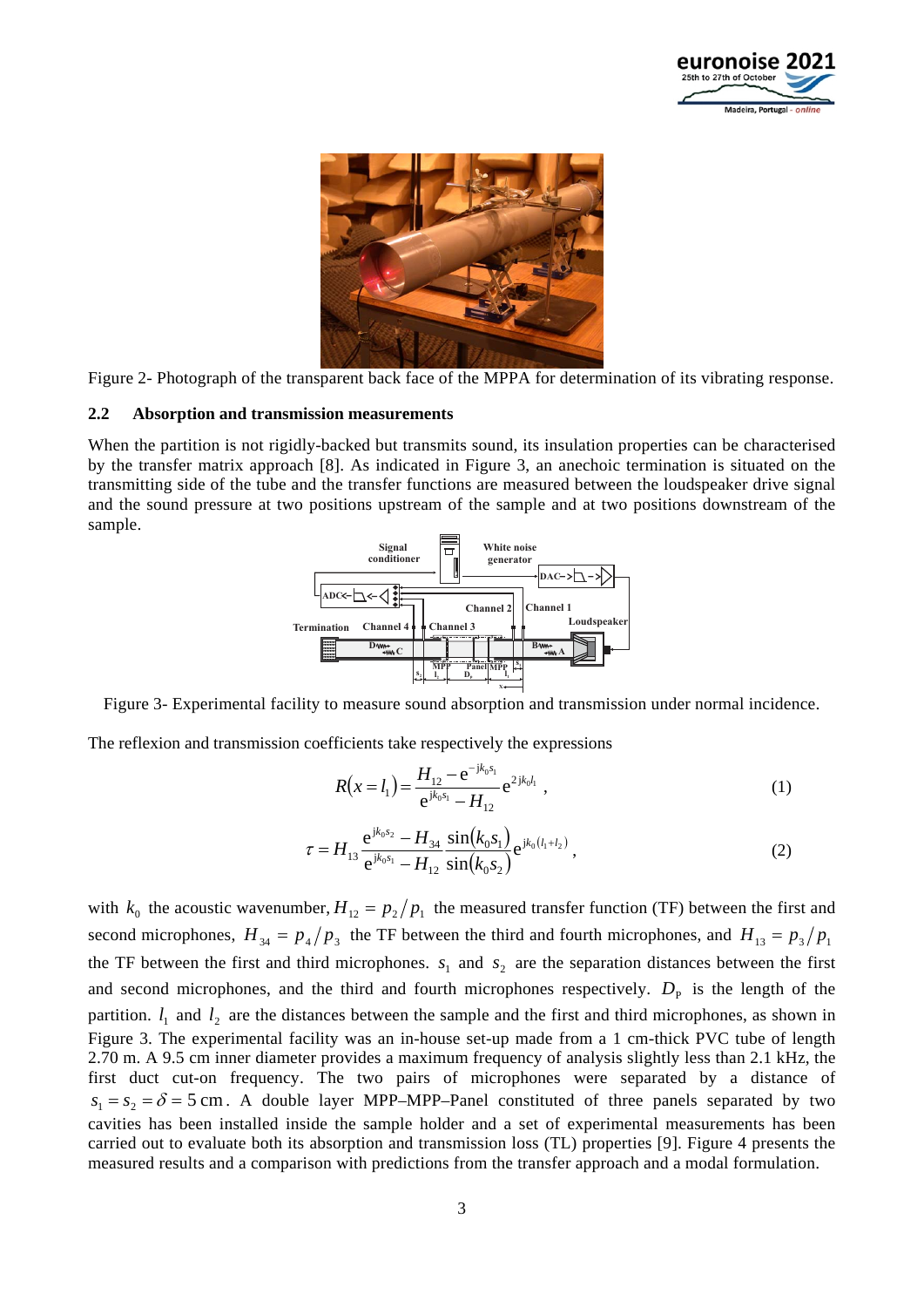Figure 2- Photograph of the transparent back face of the MPPA for determination of its vibrating response.

### 2.2 Absorption and transmission measurements

When the partition is not rigidly-backed but transmits sound, its insulation properties can be characterised by the transfer matrix approach [8]. As indicated in Figure 3, an anechoic termination is situated on the transmitting side of the tube and the transfer functions are measured between the loudspeaker drive signal and the sound pressure at two positions upstream of the sample and at two positions downstream of the sample.

Figure 3- Experimental facility to measure sound absorption and transmission under normal incidence.

The reflexion and transmission coefficients take respectively the expressions

$$R(x = l_1) = \frac{H_{12} - \mathrm{e}^{-\mathrm{j}k_0 s_1}}{\mathrm{e}^{\mathrm{j}k_0 s_1} - H_{12}} \mathrm{e}^{2\,\mathrm{j}k_0 l_1}\ , \tag{1}$$

$$\tau = H_{13} \frac{\mathrm{e}^{\mathrm{j}k_0 s_2} - H_{34}}{\mathrm{e}^{\mathrm{j}k_0 s_1} - H_{12}} \frac{\sin(k_0 s_1)}{\sin(k_0 s_2)} \mathrm{e}^{\mathrm{j}k_0 (l_1 + l_2)}\ , \tag{2}$$

with $k_0$ the acoustic wavenumber, $H_{12} = p_2 / p_1$ the measured transfer function (TF) between the first and second microphones, $H_{34} = p_4 / p_3$ the TF between the third and fourth microphones, and $H_{13} = p_3 / p_1$ the TF between the first and third microphones. $s_1$ and $s_2$ are the separation distances between the first and second microphones, and the third and fourth microphones respectively. $D_\mathrm{p}$ is the length of the partition. $l_1$ and $l_2$ are the distances between the sample and the first and third microphones, as shown in Figure 3. The experimental facility was an in-house set-up made from a 1 cm-thick PVC tube of length 2.70 m. A 9.5 cm inner diameter provides a maximum frequency of analysis slightly less than 2.1 kHz, the first duct cut-on frequency. The two pairs of microphones were separated by a distance of $s_1 = s_2 = \delta = 5$ cm. A double layer MPP–MPP–Panel constituted of three panels separated by two cavities has been installed inside the sample holder and a set of experimental measurements has been carried out to evaluate both its absorption and transmission loss (TL) properties [9]. Figure 4 presents the measured results and a comparison with predictions from the transfer approach and a modal formulation.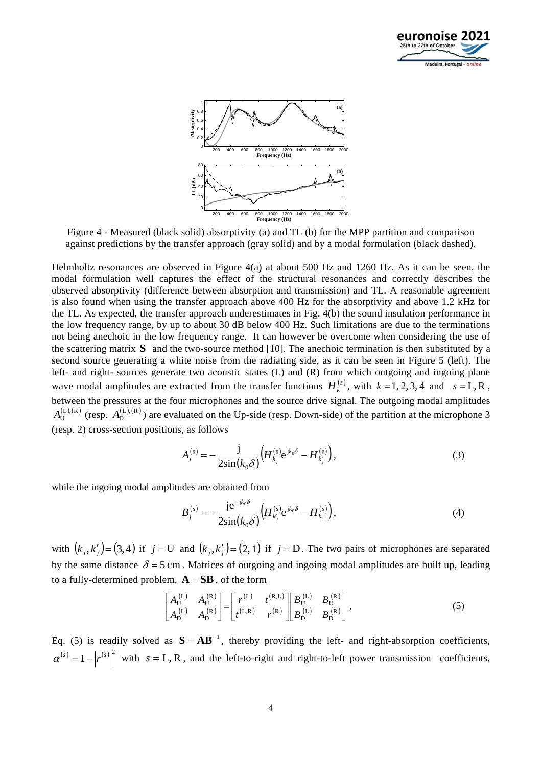Figure 4 - Measured (black solid) absorptivity (a) and TL (b) for the MPP partition and comparison against predictions by the transfer approach (gray solid) and by a modal formulation (black dashed).

Helmholtz resonances are observed in Figure 4(a) at about 500 Hz and 1260 Hz. As it can be seen, the modal formulation well captures the effect of the structural resonances and correctly describes the observed absorptivity (difference between absorption and transmission) and TL. A reasonable agreement is also found when using the transfer approach above 400 Hz for the absorptivity and above 1.2 kHz for the TL. As expected, the transfer approach underestimates in Fig. 4(b) the sound insulation performance in the low frequency range, by up to about 30 dB below 400 Hz. Such limitations are due to the terminations not being anechoic in the low frequency range. It can however be overcome when considering the use of the scattering matrix $\mathbf{S}$ and the two-source method [10]. The anechoic termination is then substituted by a second source generating a white noise from the radiating side, as it can be seen in Figure 5 (left). The left- and right- sources generate two acoustic states (L) and (R) from which outgoing and ingoing plane wave modal amplitudes are extracted from the transfer functions $H_k^{(s)}$, with $k = 1, 2, 3, 4$ and $s = \mathrm{L}, \mathrm{R}$, between the pressures at the four microphones and the source drive signal. The outgoing modal amplitudes $A_{\mathrm{U}}^{(\mathrm{L}),(\mathrm{R})}$ (resp. $A_{\mathrm{D}}^{(\mathrm{L}),(\mathrm{R})}$) are evaluated on the Up-side (resp. Down-side) of the partition at the microphone 3 (resp. 2) cross-section positions, as follows

$$A_j^{(s)} = -\frac{\mathrm{j}}{2\sin(k_0\delta)}\left(H_{k_j}^{(s)}\mathrm{e}^{\mathrm{j}k_0\delta} - H_{k_j'}^{(s)}\right), \tag{3}$$

while the ingoing modal amplitudes are obtained from

$$B_j^{(s)} = -\frac{\mathrm{j}\mathrm{e}^{-\mathrm{j}k_0\delta}}{2\sin(k_0\delta)}\left(H_{k_j'}^{(s)}\mathrm{e}^{\mathrm{j}k_0\delta} - H_{k_j}^{(s)}\right), \tag{4}$$

with $(k_j, k_j') = (3, 4)$ if $j = \mathrm{U}$ and $(k_j, k_j') = (2, 1)$ if $j = \mathrm{D}$. The two pairs of microphones are separated by the same distance $\delta = 5\,\mathrm{cm}$. Matrices of outgoing and ingoing modal amplitudes are built up, leading to a fully-determined problem, $\mathbf{A} = \mathbf{SB}$, of the form

$$\begin{bmatrix} A_{\mathrm{U}}^{(\mathrm{L})} & A_{\mathrm{U}}^{(\mathrm{R})} \\ A_{\mathrm{D}}^{(\mathrm{L})} & A_{\mathrm{D}}^{(\mathrm{R})} \end{bmatrix} = \begin{bmatrix} r^{(\mathrm{L})} & t^{(\mathrm{R,L})} \\ t^{(\mathrm{L,R})} & r^{(\mathrm{R})} \end{bmatrix} \begin{bmatrix} B_{\mathrm{U}}^{(\mathrm{L})} & B_{\mathrm{U}}^{(\mathrm{R})} \\ B_{\mathrm{D}}^{(\mathrm{L})} & B_{\mathrm{D}}^{(\mathrm{R})} \end{bmatrix}, \tag{5}$$

Eq. (5) is readily solved as $\mathbf{S} = \mathbf{AB}^{-1}$, thereby providing the left- and right-absorption coefficients, $\alpha^{(s)} = 1 - \left|r^{(s)}\right|^2$ with $s = \mathrm{L}, \mathrm{R}$, and the left-to-right and right-to-left power transmission coefficients,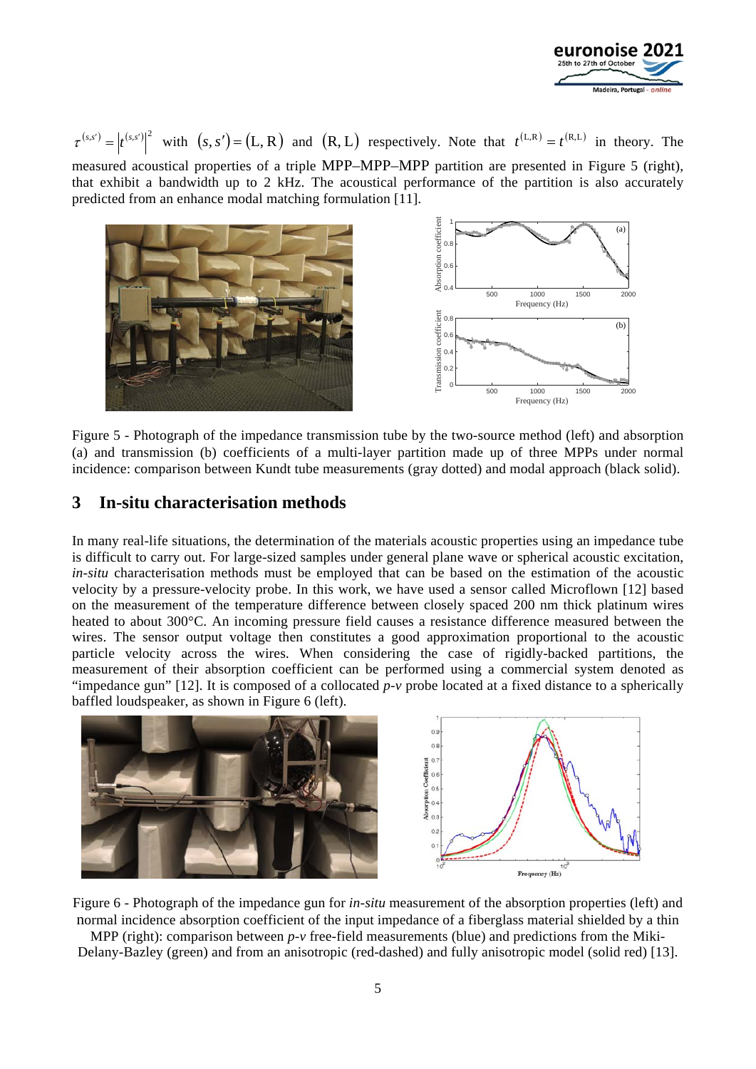$\tau^{(s,s')} = \left|t^{(s,s')}\right|^2$ with $(s,s') = (\mathrm{L},\mathrm{R})$ and $(\mathrm{R},\mathrm{L})$ respectively. Note that $t^{(\mathrm{L},\mathrm{R})} = t^{(\mathrm{R},\mathrm{L})}$ in theory. The measured acoustical properties of a triple MPP–MPP–MPP partition are presented in Figure 5 (right), that exhibit a bandwidth up to 2 kHz. The acoustical performance of the partition is also accurately predicted from an enhance modal matching formulation [11].

Figure 5 - Photograph of the impedance transmission tube by the two-source method (left) and absorption (a) and transmission (b) coefficients of a multi-layer partition made up of three MPPs under normal incidence: comparison between Kundt tube measurements (gray dotted) and modal approach (black solid).

## 3 In-situ characterisation methods

In many real-life situations, the determination of the materials acoustic properties using an impedance tube is difficult to carry out. For large-sized samples under general plane wave or spherical acoustic excitation, *in-situ* characterisation methods must be employed that can be based on the estimation of the acoustic velocity by a pressure-velocity probe. In this work, we have used a sensor called Microflown [12] based on the measurement of the temperature difference between closely spaced 200 nm thick platinum wires heated to about 300°C. An incoming pressure field causes a resistance difference measured between the wires. The sensor output voltage then constitutes a good approximation proportional to the acoustic particle velocity across the wires. When considering the case of rigidly-backed partitions, the measurement of their absorption coefficient can be performed using a commercial system denoted as "impedance gun" [12]. It is composed of a collocated *p-v* probe located at a fixed distance to a spherically baffled loudspeaker, as shown in Figure 6 (left).

Figure 6 - Photograph of the impedance gun for *in-situ* measurement of the absorption properties (left) and normal incidence absorption coefficient of the input impedance of a fiberglass material shielded by a thin MPP (right): comparison between *p-v* free-field measurements (blue) and predictions from the Miki-Delany-Bazley (green) and from an anisotropic (red-dashed) and fully anisotropic model (solid red) [13].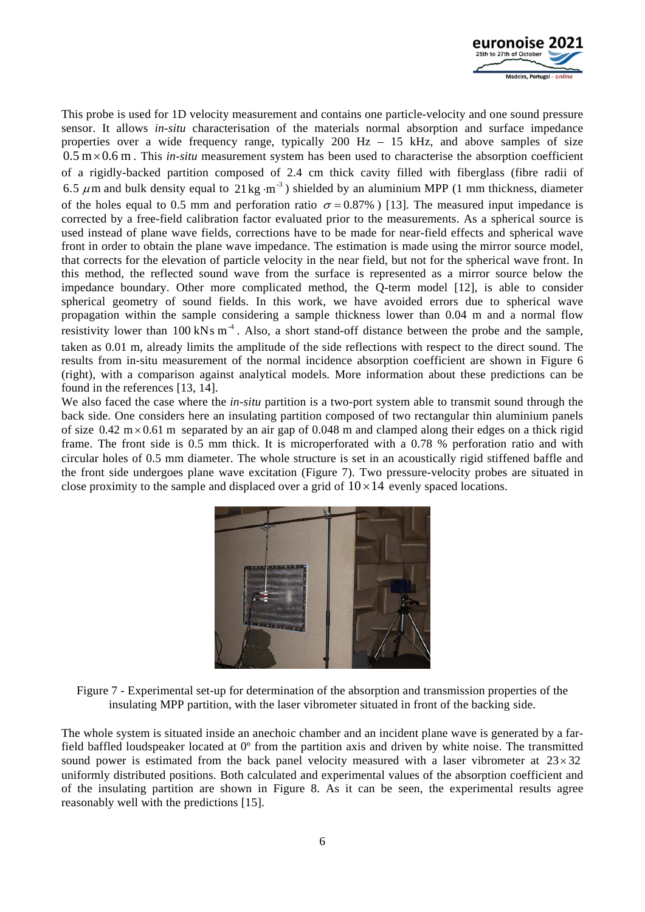This probe is used for 1D velocity measurement and contains one particle-velocity and one sound pressure sensor. It allows *in-situ* characterisation of the materials normal absorption and surface impedance properties over a wide frequency range, typically 200 Hz – 15 kHz, and above samples of size $0.5\,\mathrm{m} \times 0.6\,\mathrm{m}$. This *in-situ* measurement system has been used to characterise the absorption coefficient of a rigidly-backed partition composed of 2.4 cm thick cavity filled with fiberglass (fibre radii of $6.5\,\mu\mathrm{m}$ and bulk density equal to $21\,\mathrm{kg}\cdot\mathrm{m}^{-3}$) shielded by an aluminium MPP (1 mm thickness, diameter of the holes equal to 0.5 mm and perforation ratio $\sigma = 0.87\%$) [13]. The measured input impedance is corrected by a free-field calibration factor evaluated prior to the measurements. As a spherical source is used instead of plane wave fields, corrections have to be made for near-field effects and spherical wave front in order to obtain the plane wave impedance. The estimation is made using the mirror source model, that corrects for the elevation of particle velocity in the near field, but not for the spherical wave front. In this method, the reflected sound wave from the surface is represented as a mirror source below the impedance boundary. Other more complicated method, the Q-term model [12], is able to consider spherical geometry of sound fields. In this work, we have avoided errors due to spherical wave propagation within the sample considering a sample thickness lower than 0.04 m and a normal flow resistivity lower than $100\,\mathrm{kNs\,m^{-4}}$. Also, a short stand-off distance between the probe and the sample, taken as 0.01 m, already limits the amplitude of the side reflections with respect to the direct sound. The results from in-situ measurement of the normal incidence absorption coefficient are shown in Figure 6 (right), with a comparison against analytical models. More information about these predictions can be found in the references [13, 14].

We also faced the case where the *in-situ* partition is a two-port system able to transmit sound through the back side. One considers here an insulating partition composed of two rectangular thin aluminium panels of size $0.42\,\mathrm{m} \times 0.61\,\mathrm{m}$ separated by an air gap of 0.048 m and clamped along their edges on a thick rigid frame. The front side is 0.5 mm thick. It is microperforated with a 0.78 % perforation ratio and with circular holes of 0.5 mm diameter. The whole structure is set in an acoustically rigid stiffened baffle and the front side undergoes plane wave excitation (Figure 7). Two pressure-velocity probes are situated in close proximity to the sample and displaced over a grid of $10 \times 14$ evenly spaced locations.

Figure 7 - Experimental set-up for determination of the absorption and transmission properties of the insulating MPP partition, with the laser vibrometer situated in front of the backing side.

The whole system is situated inside an anechoic chamber and an incident plane wave is generated by a far-field baffled loudspeaker located at 0º from the partition axis and driven by white noise. The transmitted sound power is estimated from the back panel velocity measured with a laser vibrometer at $23 \times 32$ uniformly distributed positions. Both calculated and experimental values of the absorption coefficient and of the insulating partition are shown in Figure 8. As it can be seen, the experimental results agree reasonably well with the predictions [15].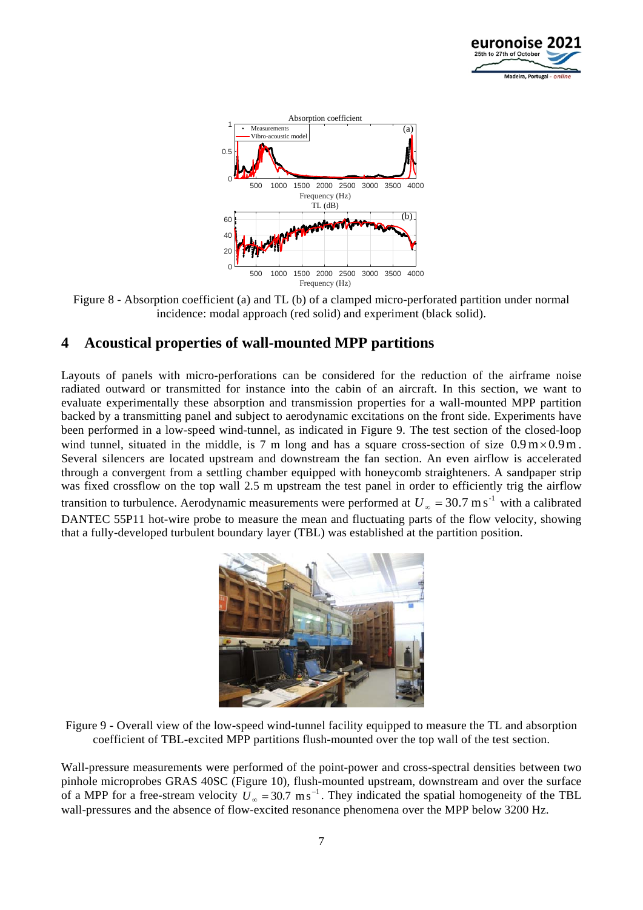Figure 8 - Absorption coefficient (a) and TL (b) of a clamped micro-perforated partition under normal incidence: modal approach (red solid) and experiment (black solid).

## 4 Acoustical properties of wall-mounted MPP partitions

Layouts of panels with micro-perforations can be considered for the reduction of the airframe noise radiated outward or transmitted for instance into the cabin of an aircraft. In this section, we want to evaluate experimentally these absorption and transmission properties for a wall-mounted MPP partition backed by a transmitting panel and subject to aerodynamic excitations on the front side. Experiments have been performed in a low-speed wind-tunnel, as indicated in Figure 9. The test section of the closed-loop wind tunnel, situated in the middle, is 7 m long and has a square cross-section of size $0.9\,\mathrm{m} \times 0.9\,\mathrm{m}$. Several silencers are located upstream and downstream the fan section. An even airflow is accelerated through a convergent from a settling chamber equipped with honeycomb straighteners. A sandpaper strip was fixed crossflow on the top wall 2.5 m upstream the test panel in order to efficiently trig the airflow transition to turbulence. Aerodynamic measurements were performed at $U_\infty = 30.7\ \mathrm{m\,s^{-1}}$ with a calibrated DANTEC 55P11 hot-wire probe to measure the mean and fluctuating parts of the flow velocity, showing that a fully-developed turbulent boundary layer (TBL) was established at the partition position.

Figure 9 - Overall view of the low-speed wind-tunnel facility equipped to measure the TL and absorption coefficient of TBL-excited MPP partitions flush-mounted over the top wall of the test section.

Wall-pressure measurements were performed of the point-power and cross-spectral densities between two pinhole microprobes GRAS 40SC (Figure 10), flush-mounted upstream, downstream and over the surface of a MPP for a free-stream velocity $U_\infty = 30.7\ \mathrm{m\,s^{-1}}$. They indicated the spatial homogeneity of the TBL wall-pressures and the absence of flow-excited resonance phenomena over the MPP below 3200 Hz.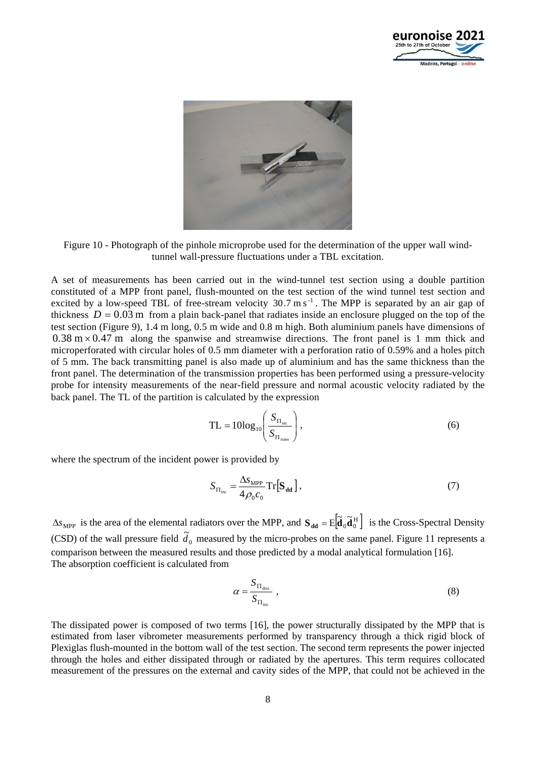Figure 10 - Photograph of the pinhole microprobe used for the determination of the upper wall wind-tunnel wall-pressure fluctuations under a TBL excitation.

A set of measurements has been carried out in the wind-tunnel test section using a double partition constituted of a MPP front panel, flush-mounted on the test section of the wind tunnel test section and excited by a low-speed TBL of free-stream velocity $30.7\ \mathrm{m\,s^{-1}}$. The MPP is separated by an air gap of thickness $D = 0.03\ \mathrm{m}$ from a plain back-panel that radiates inside an enclosure plugged on the top of the test section (Figure 9), 1.4 m long, 0.5 m wide and 0.8 m high. Both aluminium panels have dimensions of $0.38\ \mathrm{m} \times 0.47\ \mathrm{m}$ along the spanwise and streamwise directions. The front panel is 1 mm thick and microperforated with circular holes of 0.5 mm diameter with a perforation ratio of 0.59% and a holes pitch of 5 mm. The back transmitting panel is also made up of aluminium and has the same thickness than the front panel. The determination of the transmission properties has been performed using a pressure-velocity probe for intensity measurements of the near-field pressure and normal acoustic velocity radiated by the back panel. The TL of the partition is calculated by the expression

$$\mathrm{TL} = 10\log_{10}\left(\frac{S_{\Pi_{\mathrm{inc}}}}{S_{\Pi_{\mathrm{trans}}}}\right), \tag{6}$$

where the spectrum of the incident power is provided by

$$S_{\Pi_{\mathrm{inc}}} = \frac{\Delta s_{\mathrm{MPP}}}{4\rho_0 c_0}\mathrm{Tr}\left[\mathbf{S_{dd}}\right], \tag{7}$$

$\Delta s_{\mathrm{MPP}}$ is the area of the elemental radiators over the MPP, and $\mathbf{S_{dd}} = \mathrm{E}\left[\tilde{\mathbf{d}}_0 \tilde{\mathbf{d}}_0^{\mathrm{H}}\right]$ is the Cross-Spectral Density (CSD) of the wall pressure field $\tilde{d}_0$ measured by the micro-probes on the same panel. Figure 11 represents a comparison between the measured results and those predicted by a modal analytical formulation [16].
The absorption coefficient is calculated from

$$\alpha = \frac{S_{\Pi_{\mathrm{diss}}}}{S_{\Pi_{\mathrm{inc}}}}, \tag{8}$$

The dissipated power is composed of two terms [16], the power structurally dissipated by the MPP that is estimated from laser vibrometer measurements performed by transparency through a thick rigid block of Plexiglas flush-mounted in the bottom wall of the test section. The second term represents the power injected through the holes and either dissipated through or radiated by the apertures. This term requires collocated measurement of the pressures on the external and cavity sides of the MPP, that could not be achieved in the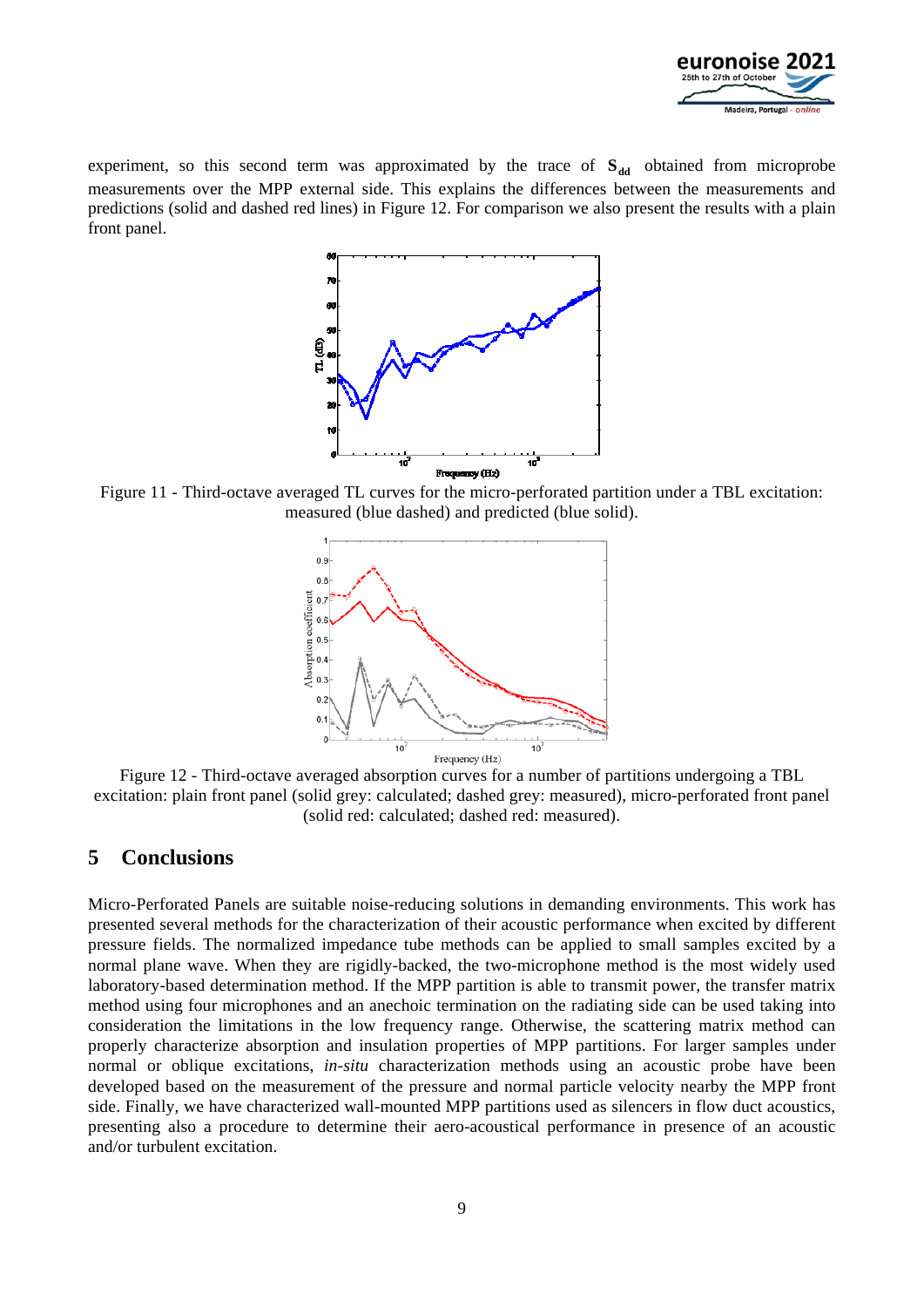experiment, so this second term was approximated by the trace of $\mathbf{S}_{dd}$ obtained from microprobe measurements over the MPP external side. This explains the differences between the measurements and predictions (solid and dashed red lines) in Figure 12. For comparison we also present the results with a plain front panel.

Figure 11 - Third-octave averaged TL curves for the micro-perforated partition under a TBL excitation: measured (blue dashed) and predicted (blue solid).

Figure 12 - Third-octave averaged absorption curves for a number of partitions undergoing a TBL excitation: plain front panel (solid grey: calculated; dashed grey: measured), micro-perforated front panel (solid red: calculated; dashed red: measured).

## 5 Conclusions

Micro-Perforated Panels are suitable noise-reducing solutions in demanding environments. This work has presented several methods for the characterization of their acoustic performance when excited by different pressure fields. The normalized impedance tube methods can be applied to small samples excited by a normal plane wave. When they are rigidly-backed, the two-microphone method is the most widely used laboratory-based determination method. If the MPP partition is able to transmit power, the transfer matrix method using four microphones and an anechoic termination on the radiating side can be used taking into consideration the limitations in the low frequency range. Otherwise, the scattering matrix method can properly characterize absorption and insulation properties of MPP partitions. For larger samples under normal or oblique excitations, *in-situ* characterization methods using an acoustic probe have been developed based on the measurement of the pressure and normal particle velocity nearby the MPP front side. Finally, we have characterized wall-mounted MPP partitions used as silencers in flow duct acoustics, presenting also a procedure to determine their aero-acoustical performance in presence of an acoustic and/or turbulent excitation.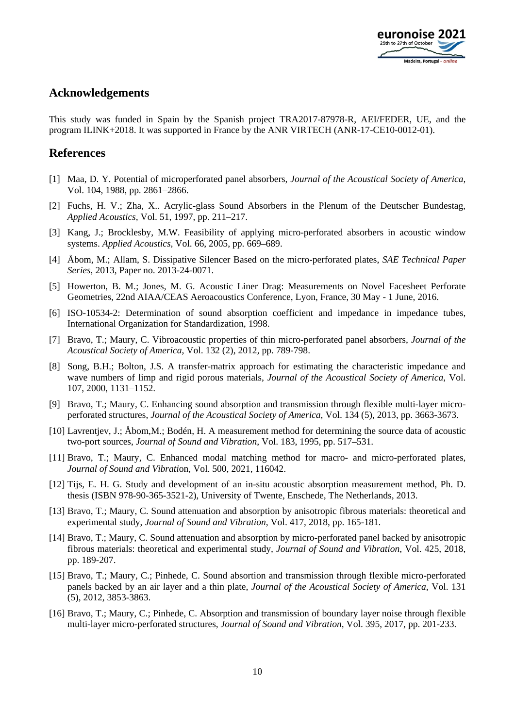## Acknowledgements

This study was funded in Spain by the Spanish project TRA2017-87978-R, AEI/FEDER, UE, and the program ILINK+2018. It was supported in France by the ANR VIRTECH (ANR-17-CE10-0012-01).

## References

[1] Maa, D. Y. Potential of microperforated panel absorbers, *Journal of the Acoustical Society of America*, Vol. 104, 1988, pp. 2861–2866.

[2] Fuchs, H. V.; Zha, X.. Acrylic-glass Sound Absorbers in the Plenum of the Deutscher Bundestag, *Applied Acoustics*, Vol. 51, 1997, pp. 211–217.

[3] Kang, J.; Brocklesby, M.W. Feasibility of applying micro-perforated absorbers in acoustic window systems. *Applied Acoustics*, Vol. 66, 2005, pp. 669–689.

[4] Åbom, M.; Allam, S. Dissipative Silencer Based on the micro-perforated plates, *SAE Technical Paper Series*, 2013, Paper no. 2013-24-0071.

[5] Howerton, B. M.; Jones, M. G. Acoustic Liner Drag: Measurements on Novel Facesheet Perforate Geometries, 22nd AIAA/CEAS Aeroacoustics Conference, Lyon, France, 30 May - 1 June, 2016.

[6] ISO-10534-2: Determination of sound absorption coefficient and impedance in impedance tubes, International Organization for Standardization, 1998.

[7] Bravo, T.; Maury, C. Vibroacoustic properties of thin micro-perforated panel absorbers, *Journal of the Acoustical Society of America*, Vol. 132 (2), 2012, pp. 789-798.

[8] Song, B.H.; Bolton, J.S. A transfer-matrix approach for estimating the characteristic impedance and wave numbers of limp and rigid porous materials, *Journal of the Acoustical Society of America*, Vol. 107, 2000, 1131–1152.

[9] Bravo, T.; Maury, C. Enhancing sound absorption and transmission through flexible multi-layer micro-perforated structures, *Journal of the Acoustical Society of America*, Vol. 134 (5), 2013, pp. 3663-3673.

[10] Lavrentjev, J.; Åbom,M.; Bodén, H. A measurement method for determining the source data of acoustic two-port sources, *Journal of Sound and Vibration*, Vol. 183, 1995, pp. 517–531.

[11] Bravo, T.; Maury, C. Enhanced modal matching method for macro- and micro-perforated plates, *Journal of Sound and Vibrati*on, Vol. 500, 2021, 116042.

[12] Tijs, E. H. G. Study and development of an in-situ acoustic absorption measurement method, Ph. D. thesis (ISBN 978-90-365-3521-2), University of Twente, Enschede, The Netherlands, 2013.

[13] Bravo, T.; Maury, C. Sound attenuation and absorption by anisotropic fibrous materials: theoretical and experimental study, *Journal of Sound and Vibration*, Vol. 417, 2018, pp. 165-181.

[14] Bravo, T.; Maury, C. Sound attenuation and absorption by micro-perforated panel backed by anisotropic fibrous materials: theoretical and experimental study, *Journal of Sound and Vibration*, Vol. 425, 2018, pp. 189-207.

[15] Bravo, T.; Maury, C.; Pinhede, C. Sound absortion and transmission through flexible micro-perforated panels backed by an air layer and a thin plate, *Journal of the Acoustical Society of America*, Vol. 131 (5), 2012, 3853-3863.

[16] Bravo, T.; Maury, C.; Pinhede, C. Absorption and transmission of boundary layer noise through flexible multi-layer micro-perforated structures, *Journal of Sound and Vibration*, Vol. 395, 2017, pp. 201-233.